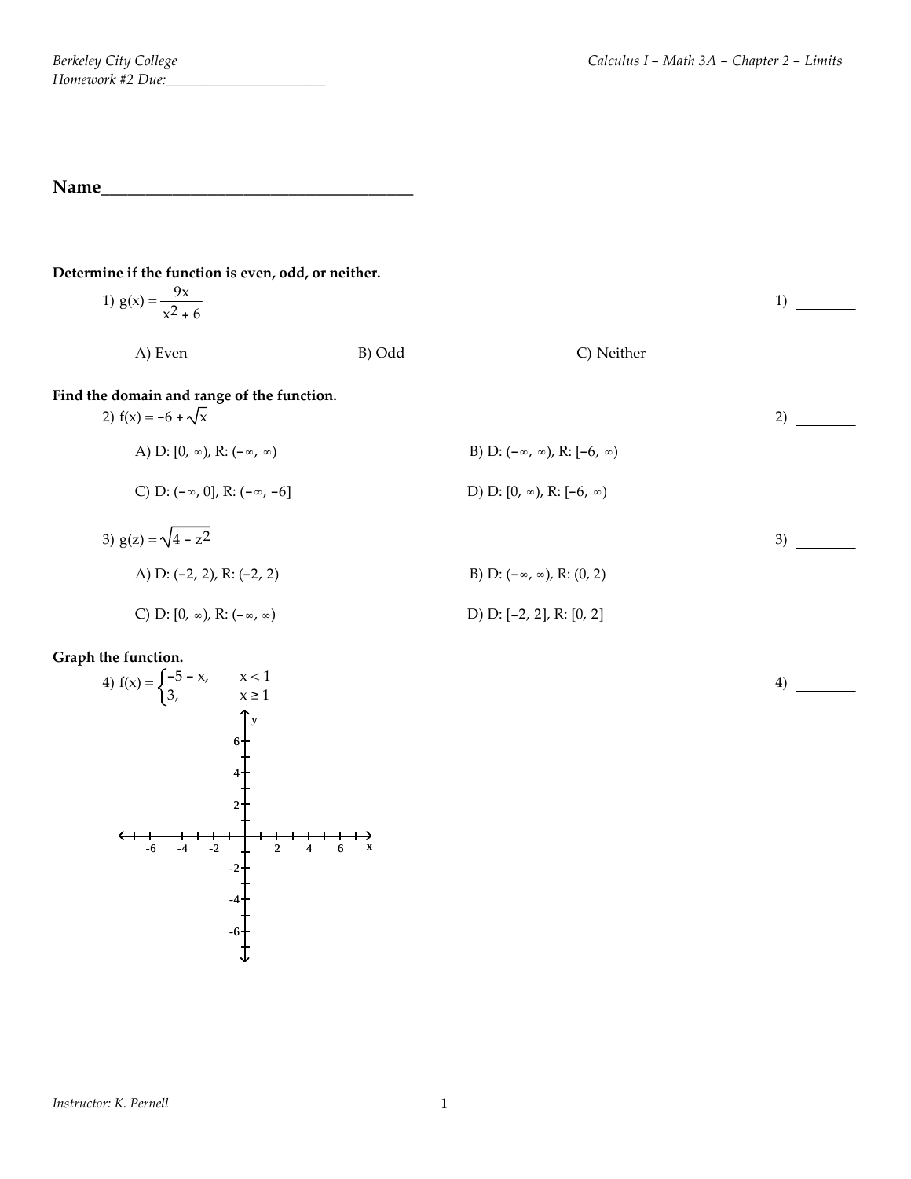Berkeley City College
Homework #2 Due:\_\_\_\_\_\_\_\_\_\_\_\_\_\_\_\_\_\_\_\_\_\_

Calculus I – Math 3A – Chapter 2 – Limits

**Name**\_\_\_\_\_\_\_\_\_\_\_\_\_\_\_\_\_\_\_\_\_\_\_\_\_\_\_\_\_\_\_\_\_\_\_\_\_

**Determine if the function is even, odd, or neither.**

1) $g(x) = \dfrac{9x}{x^2 + 6}$ 1) \_\_\_\_\_\_\_\_

A) Even B) Odd C) Neither

**Find the domain and range of the function.**

2) $f(x) = -6 + \sqrt{x}$ 2) \_\_\_\_\_\_\_\_

A) D: $[0, \infty)$, R: $(-\infty, \infty)$

B) D: $(-\infty, \infty)$, R: $[-6, \infty)$

C) D: $(-\infty, 0]$, R: $(-\infty, -6]$

D) D: $[0, \infty)$, R: $[-6, \infty)$

3) $g(z) = \sqrt{4 - z^2}$ 3) \_\_\_\_\_\_\_\_

A) D: $(-2, 2)$, R: $(-2, 2)$

B) D: $(-\infty, \infty)$, R: $(0, 2)$

C) D: $[0, \infty)$, R: $(-\infty, \infty)$

D) D: $[-2, 2]$, R: $[0, 2]$

**Graph the function.**

4) $f(x) = \begin{cases} -5 - x, & x < 1 \\ 3, & x \geq 1 \end{cases}$ 4) \_\_\_\_\_\_\_\_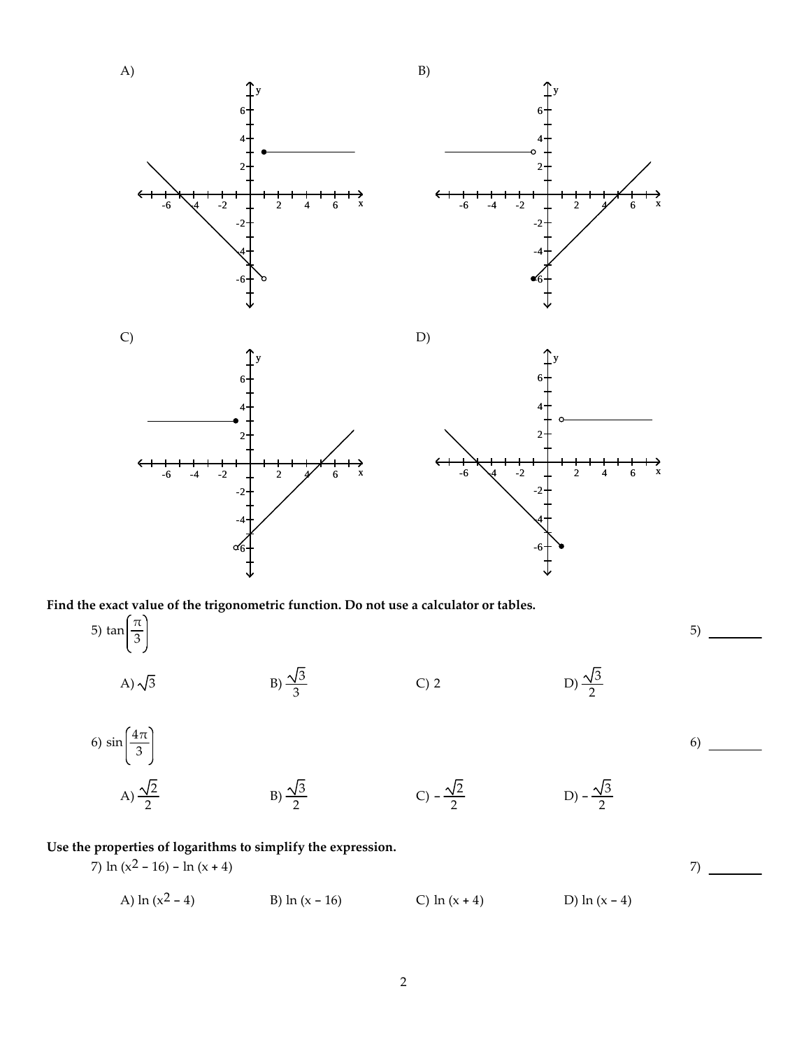A)

B)

C)

D)

**Find the exact value of the trigonometric function. Do not use a calculator or tables.**

5) $\tan\left(\frac{\pi}{3}\right)$

5) ________

A) $\sqrt{3}$ B) $\frac{\sqrt{3}}{3}$ C) 2 D) $\frac{\sqrt{3}}{2}$

6) $\sin\left(\frac{4\pi}{3}\right)$

6) ________

A) $\frac{\sqrt{2}}{2}$ B) $\frac{\sqrt{3}}{2}$ C) $-\frac{\sqrt{2}}{2}$ D) $-\frac{\sqrt{3}}{2}$

**Use the properties of logarithms to simplify the expression.**

7) $\ln(x^2 - 16) - \ln(x + 4)$

7) ________

A) $\ln(x^2 - 4)$ B) $\ln(x - 16)$ C) $\ln(x + 4)$ D) $\ln(x - 4)$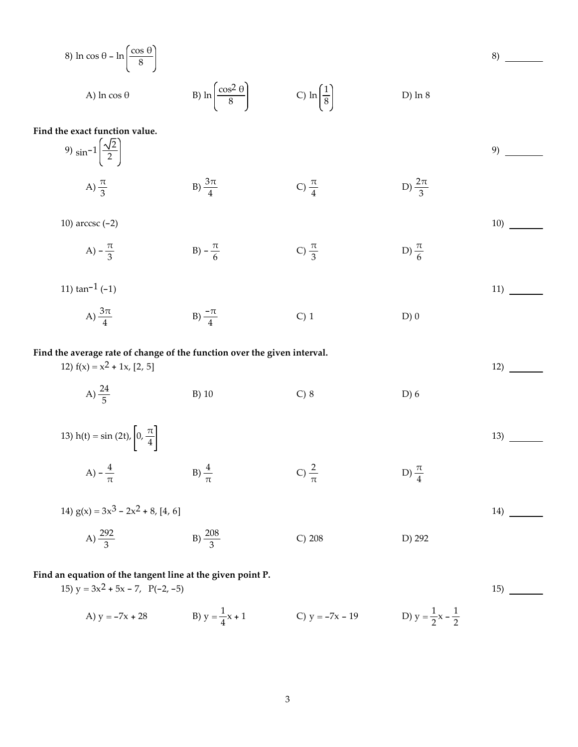8) $\ln \cos \theta - \ln\left(\frac{\cos \theta}{8}\right)$ 8) ________

A) $\ln \cos \theta$ B) $\ln\left(\frac{\cos^2 \theta}{8}\right)$ C) $\ln\left(\frac{1}{8}\right)$ D) $\ln 8$

**Find the exact function value.**

9) $\sin^{-1}\left(\frac{\sqrt{2}}{2}\right)$ 9) ________

A) $\frac{\pi}{3}$ B) $\frac{3\pi}{4}$ C) $\frac{\pi}{4}$ D) $\frac{2\pi}{3}$

10) $\operatorname{arccsc}(-2)$ 10) ________

A) $-\frac{\pi}{3}$ B) $-\frac{\pi}{6}$ C) $\frac{\pi}{3}$ D) $\frac{\pi}{6}$

11) $\tan^{-1}(-1)$ 11) ________

A) $\frac{3\pi}{4}$ B) $\frac{-\pi}{4}$ C) 1 D) 0

**Find the average rate of change of the function over the given interval.**

12) $f(x) = x^2 + 1x$, $[2, 5]$ 12) ________

A) $\frac{24}{5}$ B) 10 C) 8 D) 6

13) $h(t) = \sin(2t)$, $\left[0, \frac{\pi}{4}\right]$ 13) ________

A) $-\frac{4}{\pi}$ B) $\frac{4}{\pi}$ C) $\frac{2}{\pi}$ D) $\frac{\pi}{4}$

14) $g(x) = 3x^3 - 2x^2 + 8$, $[4, 6]$ 14) ________

A) $\frac{292}{3}$ B) $\frac{208}{3}$ C) 208 D) 292

**Find an equation of the tangent line at the given point P.**

15) $y = 3x^2 + 5x - 7$, $P(-2, -5)$ 15) ________

A) $y = -7x + 28$ B) $y = \frac{1}{4}x + 1$ C) $y = -7x - 19$ D) $y = \frac{1}{2}x - \frac{1}{2}$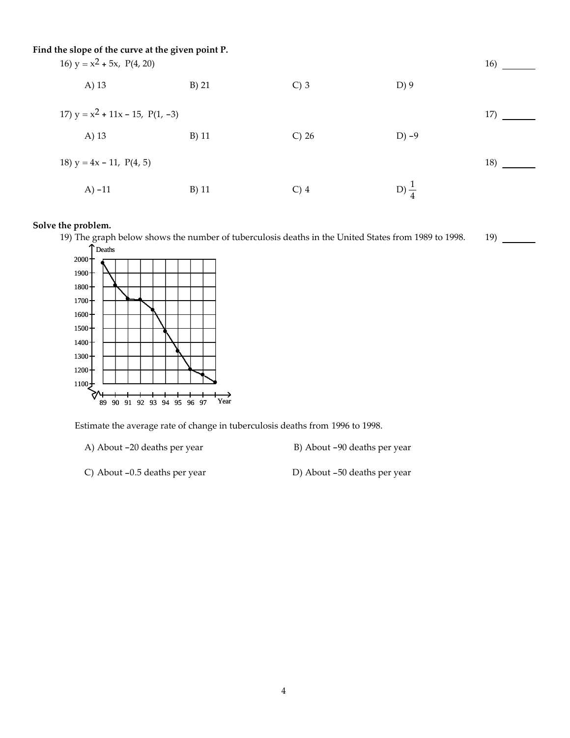**Find the slope of the curve at the given point P.**

16) $y = x^2 + 5x$, $P(4, 20)$ 16) ________

A) 13 B) 21 C) 3 D) 9

17) $y = x^2 + 11x - 15$, $P(1, -3)$ 17) ________

A) 13 B) 11 C) 26 D) $-9$

18) $y = 4x - 11$, $P(4, 5)$ 18) ________

A) $-11$ B) 11 C) 4 D) $\frac{1}{4}$

**Solve the problem.**

19) The graph below shows the number of tuberculosis deaths in the United States from 1989 to 1998. 19) ________

Estimate the average rate of change in tuberculosis deaths from 1996 to 1998.

A) About $-20$ deaths per year B) About $-90$ deaths per year

C) About $-0.5$ deaths per year D) About $-50$ deaths per year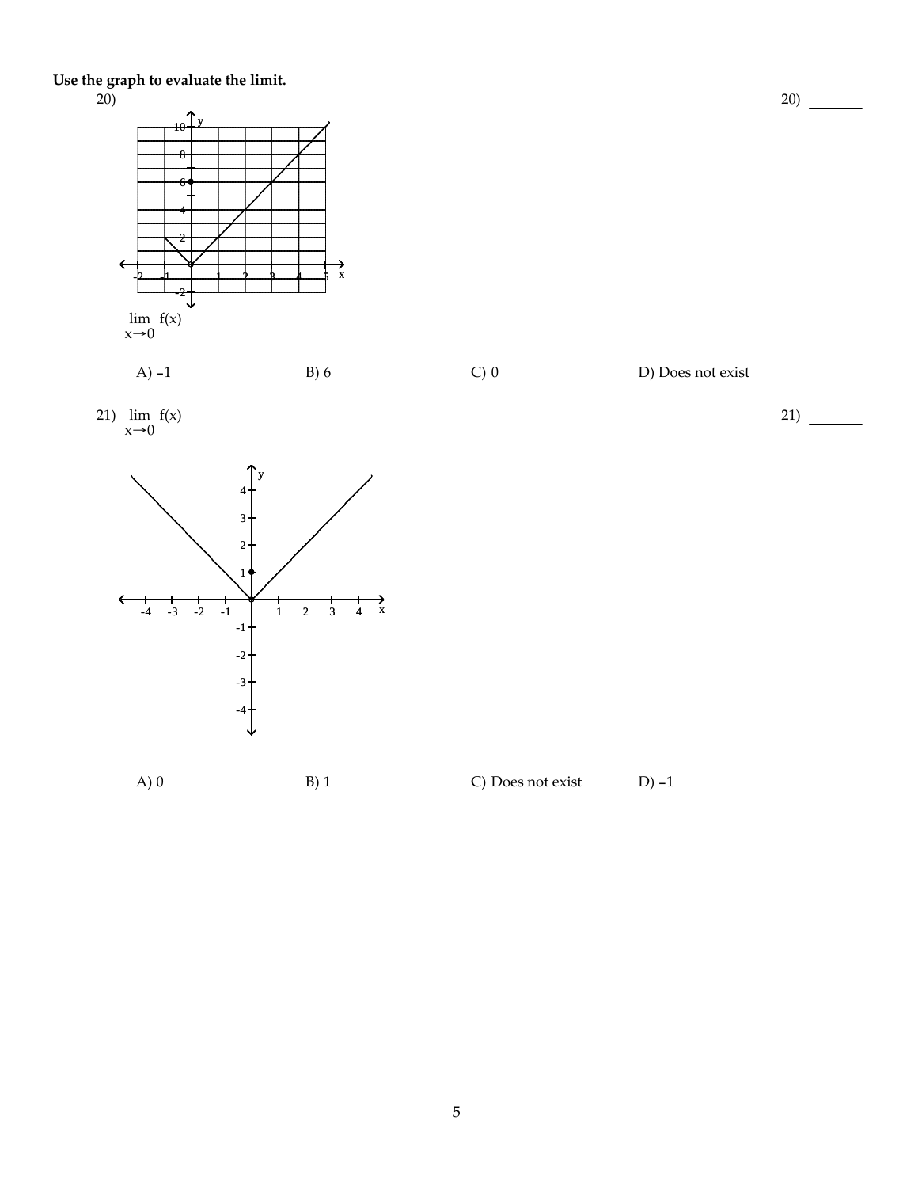**Use the graph to evaluate the limit.**

20)

20) _______

$\lim\limits_{x \to 0} f(x)$

A) $-1$ B) 6 C) 0 D) Does not exist

21) $\lim\limits_{x \to 0} f(x)$

21) _______

A) 0 B) 1 C) Does not exist D) $-1$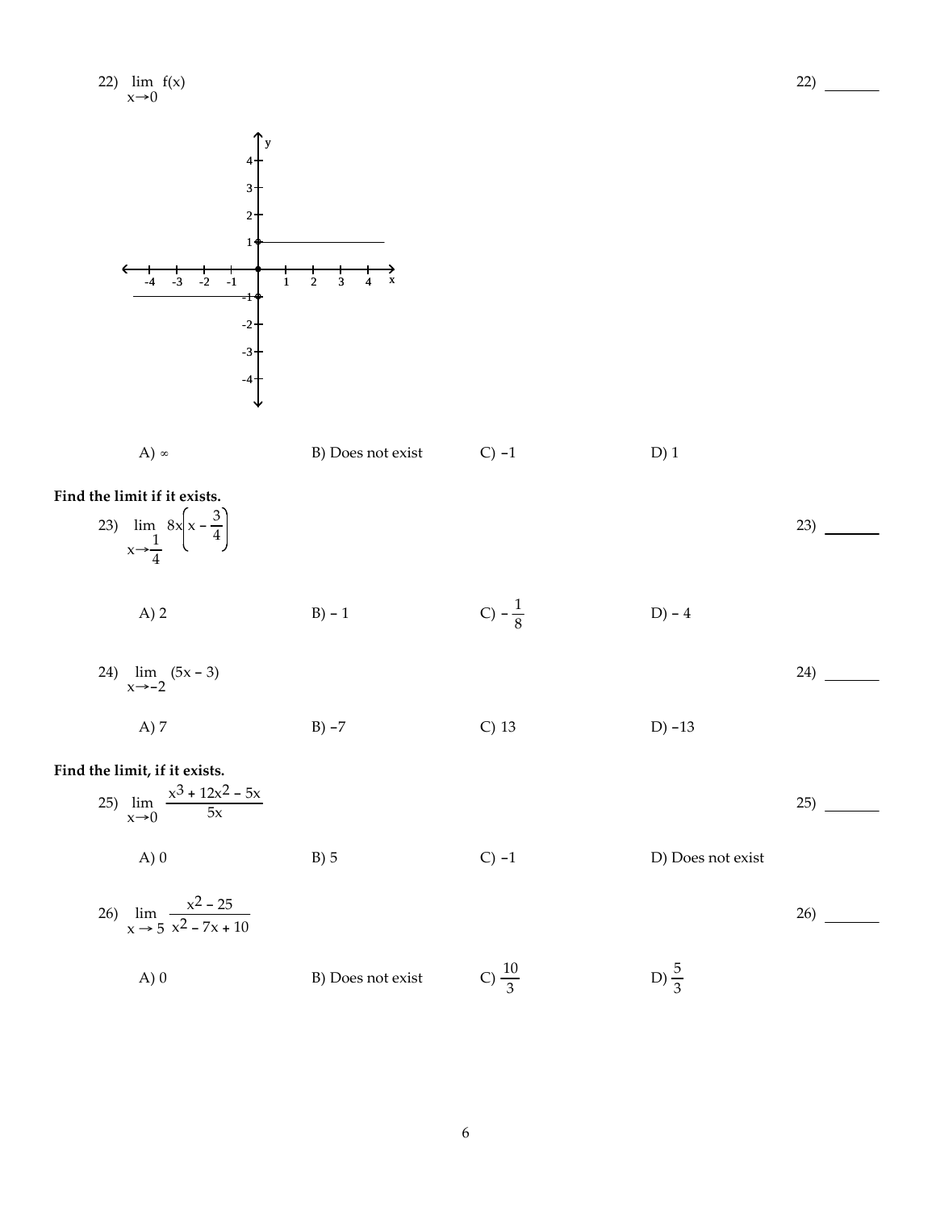22) $\lim\limits_{x \to 0} f(x)$ 22) ________

A) $\infty$ B) Does not exist C) $-1$ D) $1$

**Find the limit if it exists.**

23) $\lim\limits_{x \to \frac{1}{4}} 8x\left(x - \frac{3}{4}\right)$ 23) ________

A) 2 B) $-1$ C) $-\frac{1}{8}$ D) $-4$

24) $\lim\limits_{x \to -2} (5x - 3)$ 24) ________

A) 7 B) $-7$ C) 13 D) $-13$

**Find the limit, if it exists.**

25) $\lim\limits_{x \to 0} \dfrac{x^3 + 12x^2 - 5x}{5x}$ 25) ________

A) 0 B) 5 C) $-1$ D) Does not exist

26) $\lim\limits_{x \to 5} \dfrac{x^2 - 25}{x^2 - 7x + 10}$ 26) ________

A) 0 B) Does not exist C) $\frac{10}{3}$ D) $\frac{5}{3}$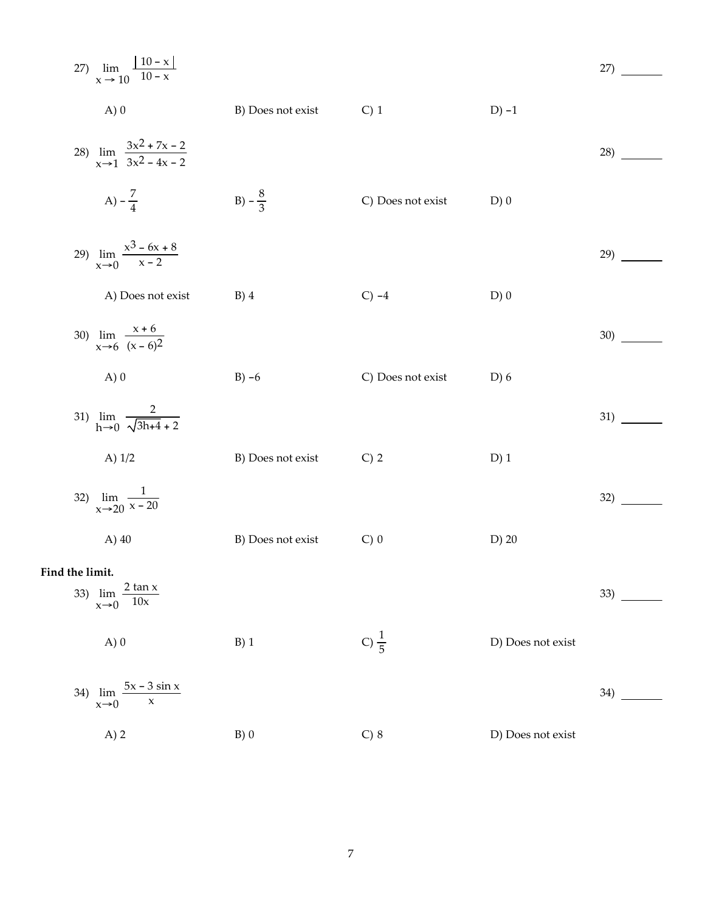27) $\lim_{x \to 10} \dfrac{|10 - x|}{10 - x}$ 27) ________

A) 0  B) Does not exist  C) 1  D) $-1$

28) $\lim_{x \to 1} \dfrac{3x^2 + 7x - 2}{3x^2 - 4x - 2}$ 28) ________

A) $-\dfrac{7}{4}$  B) $-\dfrac{8}{3}$  C) Does not exist  D) 0

29) $\lim_{x \to 0} \dfrac{x^3 - 6x + 8}{x - 2}$ 29) ________

A) Does not exist  B) 4  C) $-4$  D) 0

30) $\lim_{x \to 6} \dfrac{x + 6}{(x - 6)^2}$ 30) ________

A) 0  B) $-6$  C) Does not exist  D) 6

31) $\lim_{h \to 0} \dfrac{2}{\sqrt{3h+4} + 2}$ 31) ________

A) 1/2  B) Does not exist  C) 2  D) 1

32) $\lim_{x \to 20} \dfrac{1}{x - 20}$ 32) ________

A) 40  B) Does not exist  C) 0  D) 20

**Find the limit.**

33) $\lim_{x \to 0} \dfrac{2 \tan x}{10x}$ 33) ________

A) 0  B) 1  C) $\dfrac{1}{5}$  D) Does not exist

34) $\lim_{x \to 0} \dfrac{5x - 3 \sin x}{x}$ 34) ________

A) 2  B) 0  C) 8  D) Does not exist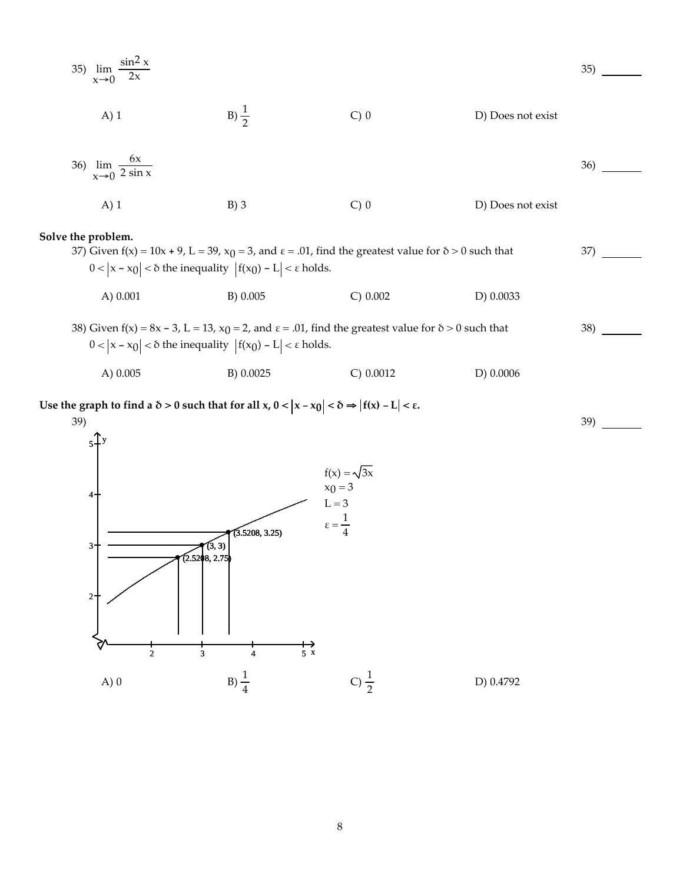35) $\lim\limits_{x \to 0} \dfrac{\sin^2 x}{2x}$ 35) ________

A) 1 B) $\frac{1}{2}$ C) 0 D) Does not exist

36) $\lim\limits_{x \to 0} \dfrac{6x}{2 \sin x}$ 36) ________

A) 1 B) 3 C) 0 D) Does not exist

**Solve the problem.**

37) Given $f(x) = 10x + 9$, $L = 39$, $x_0 = 3$, and $\varepsilon = .01$, find the greatest value for $\delta > 0$ such that $0 < |x - x_0| < \delta$ the inequality $|f(x_0) - L| < \varepsilon$ holds. 37) ________

A) 0.001 B) 0.005 C) 0.002 D) 0.0033

38) Given $f(x) = 8x - 3$, $L = 13$, $x_0 = 2$, and $\varepsilon = .01$, find the greatest value for $\delta > 0$ such that $0 < |x - x_0| < \delta$ the inequality $|f(x_0) - L| < \varepsilon$ holds. 38) ________

A) 0.005 B) 0.0025 C) 0.0012 D) 0.0006

**Use the graph to find a $\delta > 0$ such that for all x, $0 < |x - x_0| < \delta \Rightarrow |f(x) - L| < \varepsilon$.**

39) 39) ________

$f(x) = \sqrt{3x}$

$x_0 = 3$

$L = 3$

$\varepsilon = \frac{1}{4}$

(3.5208, 3.25)

(3, 3)

(2.5208, 2.75)

A) 0 B) $\frac{1}{4}$ C) $\frac{1}{2}$ D) 0.4792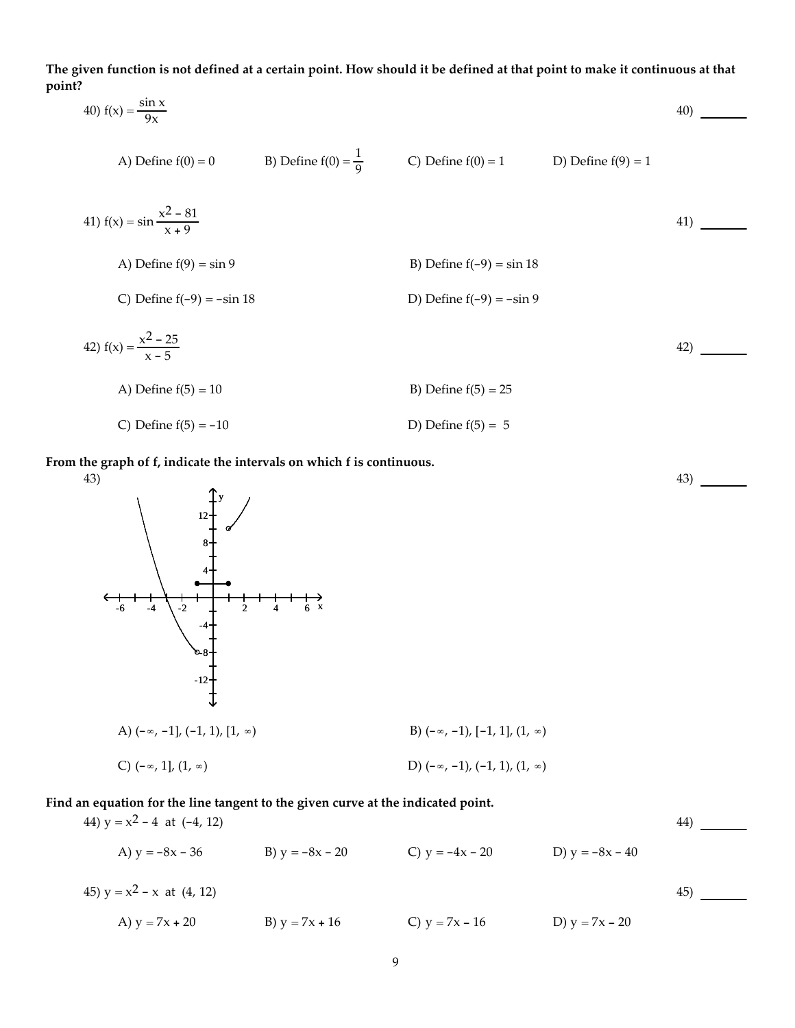**The given function is not defined at a certain point. How should it be defined at that point to make it continuous at that point?**

40) $f(x) = \dfrac{\sin x}{9x}$ 40) ________

A) Define $f(0) = 0$ B) Define $f(0) = \dfrac{1}{9}$ C) Define $f(0) = 1$ D) Define $f(9) = 1$

41) $f(x) = \sin \dfrac{x^2 - 81}{x + 9}$ 41) ________

A) Define $f(9) = \sin 9$ B) Define $f(-9) = \sin 18$

C) Define $f(-9) = -\sin 18$ D) Define $f(-9) = -\sin 9$

42) $f(x) = \dfrac{x^2 - 25}{x - 5}$ 42) ________

A) Define $f(5) = 10$ B) Define $f(5) = 25$

C) Define $f(5) = -10$ D) Define $f(5) = 5$

**From the graph of f, indicate the intervals on which f is continuous.**

43) 43) ________

A) $(-\infty, -1], (-1, 1), [1, \infty)$ B) $(-\infty, -1), [-1, 1], (1, \infty)$

C) $(-\infty, 1], (1, \infty)$ D) $(-\infty, -1), (-1, 1), (1, \infty)$

**Find an equation for the line tangent to the given curve at the indicated point.**

44) $y = x^2 - 4$ at $(-4, 12)$ 44) ________

A) $y = -8x - 36$ B) $y = -8x - 20$ C) $y = -4x - 20$ D) $y = -8x - 40$

45) $y = x^2 - x$ at $(4, 12)$ 45) ________

A) $y = 7x + 20$ B) $y = 7x + 16$ C) $y = 7x - 16$ D) $y = 7x - 20$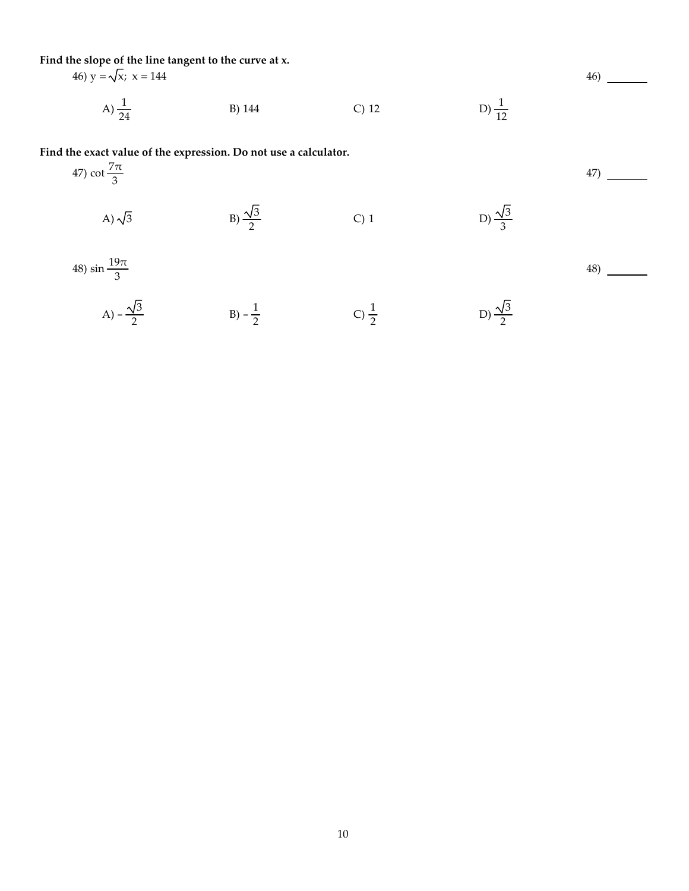**Find the slope of the line tangent to the curve at x.**

46) $y = \sqrt{x};\ x = 144$ 46) ________

A) $\frac{1}{24}$ B) 144 C) 12 D) $\frac{1}{12}$

**Find the exact value of the expression. Do not use a calculator.**

47) $\cot \frac{7\pi}{3}$ 47) ________

A) $\sqrt{3}$ B) $\frac{\sqrt{3}}{2}$ C) 1 D) $\frac{\sqrt{3}}{3}$

48) $\sin \frac{19\pi}{3}$ 48) ________

A) $-\frac{\sqrt{3}}{2}$ B) $-\frac{1}{2}$ C) $\frac{1}{2}$ D) $\frac{\sqrt{3}}{2}$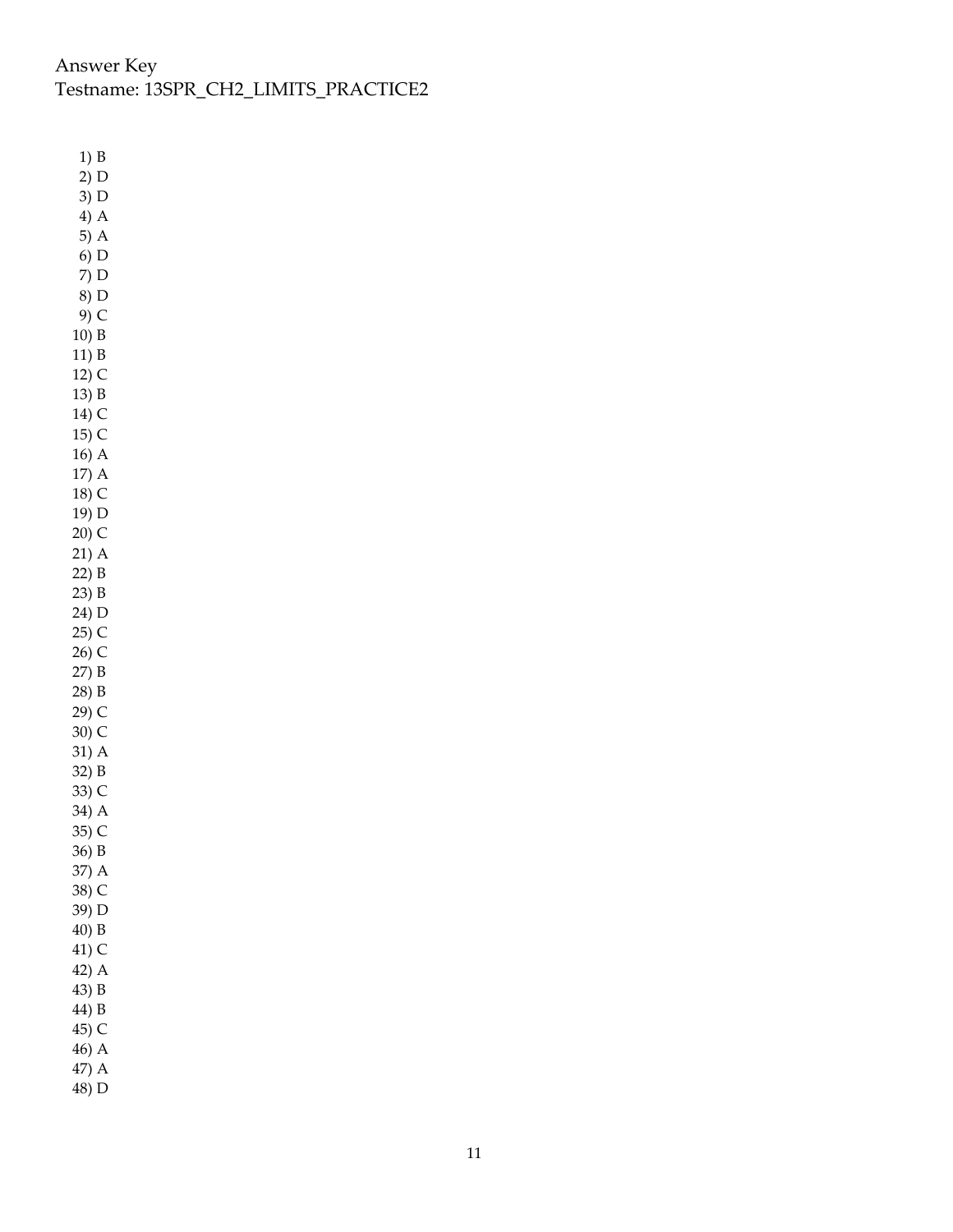Answer Key
Testname: 13SPR_CH2_LIMITS_PRACTICE2

1) B
2) D
3) D
4) A
5) A
6) D
7) D
8) D
9) C
10) B
11) B
12) C
13) B
14) C
15) C
16) A
17) A
18) C
19) D
20) C
21) A
22) B
23) B
24) D
25) C
26) C
27) B
28) B
29) C
30) C
31) A
32) B
33) C
34) A
35) C
36) B
37) A
38) C
39) D
40) B
41) C
42) A
43) B
44) B
45) C
46) A
47) A
48) D